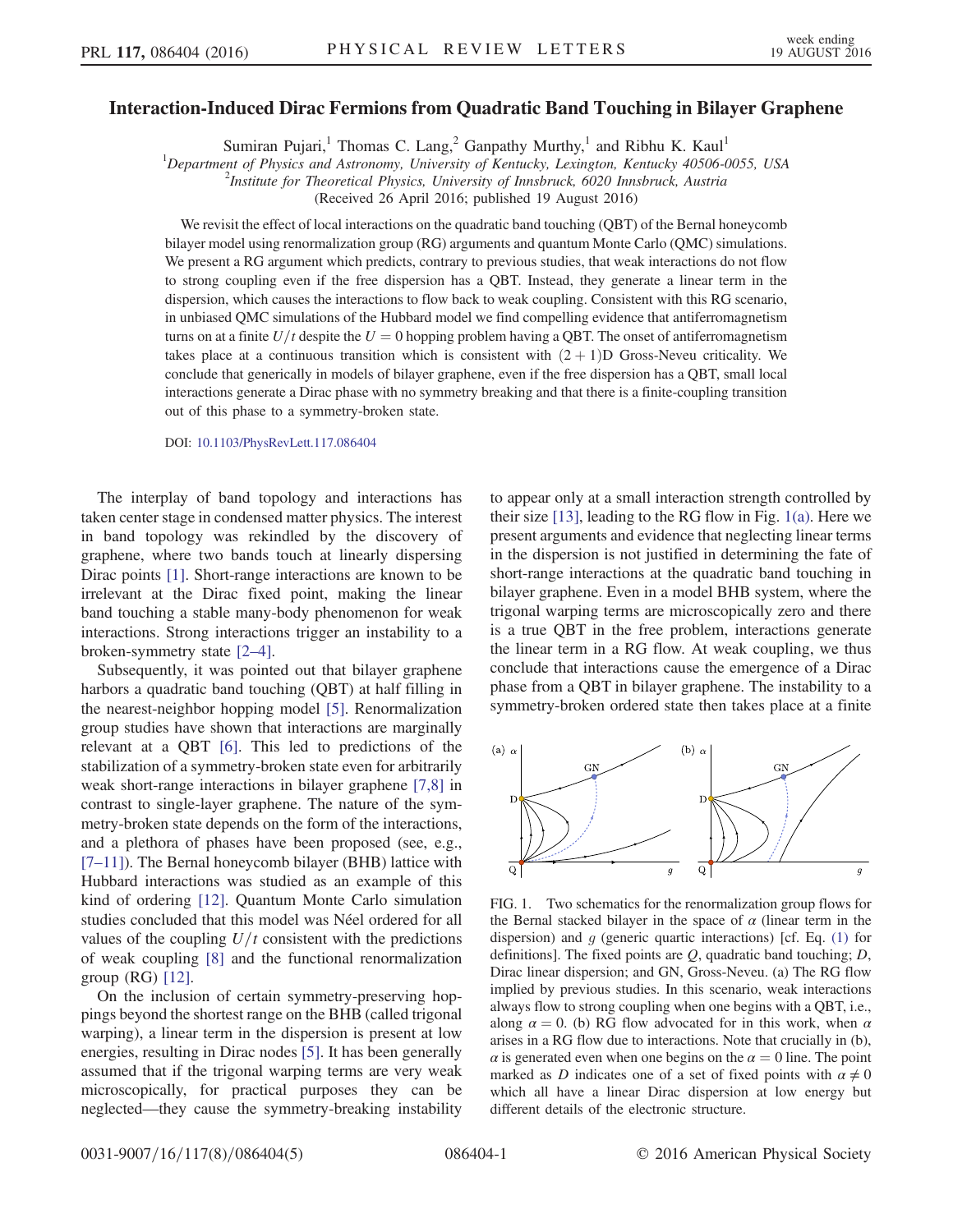# Interaction-Induced Dirac Fermions from Quadratic Band Touching in Bilayer Graphene

Sumiran Pujari,[1] Thomas C. Lang,[2] Ganpathy Murthy,[1] and Ribhu K. Kaul[1]

[1]*Department of Physics and Astronomy, University of Kentucky, Lexington, Kentucky 40506-0055, USA*

[2]*Institute for Theoretical Physics, University of Innsbruck, 6020 Innsbruck, Austria*

(Received 26 April 2016; published 19 August 2016)

We revisit the effect of local interactions on the quadratic band touching (QBT) of the Bernal honeycomb bilayer model using renormalization group (RG) arguments and quantum Monte Carlo (QMC) simulations. We present a RG argument which predicts, contrary to previous studies, that weak interactions do not flow to strong coupling even if the free dispersion has a QBT. Instead, they generate a linear term in the dispersion, which causes the interactions to flow back to weak coupling. Consistent with this RG scenario, in unbiased QMC simulations of the Hubbard model we find compelling evidence that antiferromagnetism turns on at a finite $U/t$ despite the $U = 0$ hopping problem having a QBT. The onset of antiferromagnetism takes place at a continuous transition which is consistent with $(2+1)$D Gross-Neveu criticality. We conclude that generically in models of bilayer graphene, even if the free dispersion has a QBT, small local interactions generate a Dirac phase with no symmetry breaking and that there is a finite-coupling transition out of this phase to a symmetry-broken state.

DOI: 10.1103/PhysRevLett.117.086404

The interplay of band topology and interactions has taken center stage in condensed matter physics. The interest in band topology was rekindled by the discovery of graphene, where two bands touch at linearly dispersing Dirac points [1]. Short-range interactions are known to be irrelevant at the Dirac fixed point, making the linear band touching a stable many-body phenomenon for weak interactions. Strong interactions trigger an instability to a broken-symmetry state [2–4].

Subsequently, it was pointed out that bilayer graphene harbors a quadratic band touching (QBT) at half filling in the nearest-neighbor hopping model [5]. Renormalization group studies have shown that interactions are marginally relevant at a QBT [6]. This led to predictions of the stabilization of a symmetry-broken state even for arbitrarily weak short-range interactions in bilayer graphene [7,8] in contrast to single-layer graphene. The nature of the symmetry-broken state depends on the form of the interactions, and a plethora of phases have been proposed (see, e.g., [7–11]). The Bernal honeycomb bilayer (BHB) lattice with Hubbard interactions was studied as an example of this kind of ordering [12]. Quantum Monte Carlo simulation studies concluded that this model was Néel ordered for all values of the coupling $U/t$ consistent with the predictions of weak coupling [8] and the functional renormalization group (RG) [12].

On the inclusion of certain symmetry-preserving hoppings beyond the shortest range on the BHB (called trigonal warping), a linear term in the dispersion is present at low energies, resulting in Dirac nodes [5]. It has been generally assumed that if the trigonal warping terms are very weak microscopically, for practical purposes they can be neglected—they cause the symmetry-breaking instability to appear only at a small interaction strength controlled by their size [13], leading to the RG flow in Fig. 1(a). Here we present arguments and evidence that neglecting linear terms in the dispersion is not justified in determining the fate of short-range interactions at the quadratic band touching in bilayer graphene. Even in a model BHB system, where the trigonal warping terms are microscopically zero and there is a true QBT in the free problem, interactions generate the linear term in a RG flow. At weak coupling, we thus conclude that interactions cause the emergence of a Dirac phase from a QBT in bilayer graphene. The instability to a symmetry-broken ordered state then takes place at a finite

FIG. 1. Two schematics for the renormalization group flows for the Bernal stacked bilayer in the space of $\alpha$ (linear term in the dispersion) and $g$ (generic quartic interactions) [cf. Eq. (1) for definitions]. The fixed points are $Q$, quadratic band touching; $D$, Dirac linear dispersion; and GN, Gross-Neveu. (a) The RG flow implied by previous studies. In this scenario, weak interactions always flow to strong coupling when one begins with a QBT, i.e., along $\alpha = 0$. (b) RG flow advocated for in this work, when $\alpha$ arises in a RG flow due to interactions. Note that crucially in (b), $\alpha$ is generated even when one begins on the $\alpha = 0$ line. The point marked as $D$ indicates one of a set of fixed points with $\alpha \neq 0$ which all have a linear Dirac dispersion at low energy but different details of the electronic structure.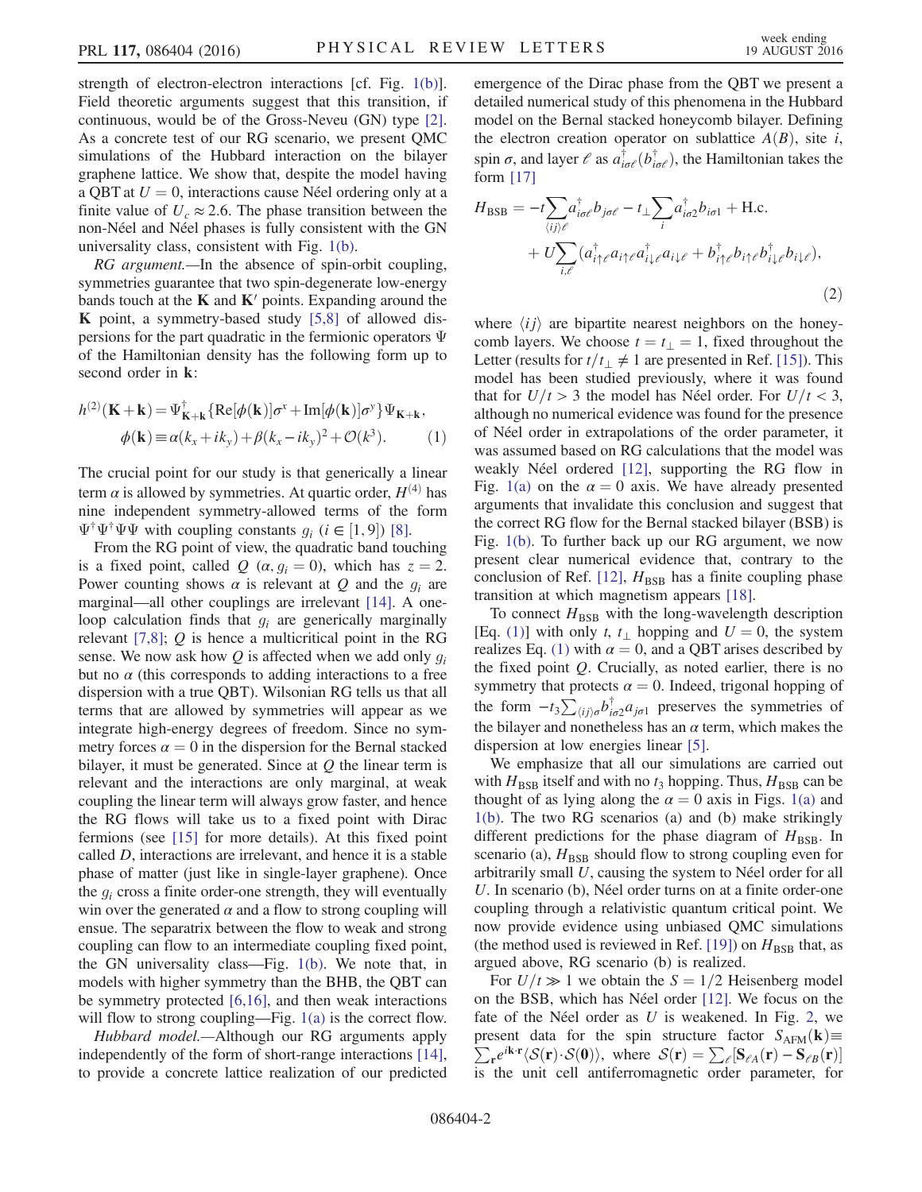strength of electron-electron interactions [cf. Fig. 1(b)]. Field theoretic arguments suggest that this transition, if continuous, would be of the Gross-Neveu (GN) type [2]. As a concrete test of our RG scenario, we present QMC simulations of the Hubbard interaction on the bilayer graphene lattice. We show that, despite the model having a QBT at $U = 0$, interactions cause Néel ordering only at a finite value of $U_c \approx 2.6$. The phase transition between the non-Néel and Néel phases is fully consistent with the GN universality class, consistent with Fig. 1(b).

*RG argument.*—In the absence of spin-orbit coupling, symmetries guarantee that two spin-degenerate low-energy bands touch at the $\mathbf{K}$ and $\mathbf{K}'$ points. Expanding around the $\mathbf{K}$ point, a symmetry-based study [5,8] of allowed dispersions for the part quadratic in the fermionic operators $\Psi$ of the Hamiltonian density has the following form up to second order in $\mathbf{k}$:

$$h^{(2)}(\mathbf{K}+\mathbf{k}) = \Psi^\dagger_{\mathbf{K}+\mathbf{k}}\{\mathrm{Re}[\phi(\mathbf{k})]\sigma^x + \mathrm{Im}[\phi(\mathbf{k})]\sigma^y\}\Psi_{\mathbf{K}+\mathbf{k}},$$
$$\phi(\mathbf{k}) \equiv \alpha(k_x + ik_y) + \beta(k_x - ik_y)^2 + \mathcal{O}(k^3). \quad (1)$$

The crucial point for our study is that generically a linear term $\alpha$ is allowed by symmetries. At quartic order, $H^{(4)}$ has nine independent symmetry-allowed terms of the form $\Psi^\dagger\Psi^\dagger\Psi\Psi$ with coupling constants $g_i$ ($i \in [1, 9]$) [8].

From the RG point of view, the quadratic band touching is a fixed point, called $Q$ ($\alpha, g_i = 0$), which has $z = 2$. Power counting shows $\alpha$ is relevant at $Q$ and the $g_i$ are marginal—all other couplings are irrelevant [14]. A one-loop calculation finds that $g_i$ are generically marginally relevant [7,8]; $Q$ is hence a multicritical point in the RG sense. We now ask how $Q$ is affected when we add only $g_i$ but no $\alpha$ (this corresponds to adding interactions to a free dispersion with a true QBT). Wilsonian RG tells us that all terms that are allowed by symmetries will appear as we integrate high-energy degrees of freedom. Since no symmetry forces $\alpha = 0$ in the dispersion for the Bernal stacked bilayer, it must be generated. Since at $Q$ the linear term is relevant and the interactions are only marginal, at weak coupling the linear term will always grow faster, and hence the RG flows will take us to a fixed point with Dirac fermions (see [15] for more details). At this fixed point called $D$, interactions are irrelevant, and hence it is a stable phase of matter (just like in single-layer graphene). Once the $g_i$ cross a finite order-one strength, they will eventually win over the generated $\alpha$ and a flow to strong coupling will ensue. The separatrix between the flow to weak and strong coupling can flow to an intermediate coupling fixed point, the GN universality class—Fig. 1(b). We note that, in models with higher symmetry than the BHB, the QBT can be symmetry protected [6,16], and then weak interactions will flow to strong coupling—Fig. 1(a) is the correct flow.

*Hubbard model.*—Although our RG arguments apply independently of the form of short-range interactions [14], to provide a concrete lattice realization of our predicted emergence of the Dirac phase from the QBT we present a detailed numerical study of this phenomena in the Hubbard model on the Bernal stacked honeycomb bilayer. Defining the electron creation operator on sublattice $A(B)$, site $i$, spin $\sigma$, and layer $\ell$ as $a^\dagger_{i\sigma\ell}(b^\dagger_{i\sigma\ell})$, the Hamiltonian takes the form [17]

$$H_{\mathrm{BSB}} = -t\sum_{\langle ij\rangle\ell} a^\dagger_{i\sigma\ell}b_{j\sigma\ell} - t_\perp\sum_i a^\dagger_{i\sigma2}b_{i\sigma1} + \mathrm{H.c.}$$
$$+ U\sum_{i,\ell}(a^\dagger_{i\uparrow\ell}a_{i\uparrow\ell}a^\dagger_{i\downarrow\ell}a_{i\downarrow\ell} + b^\dagger_{i\uparrow\ell}b_{i\uparrow\ell}b^\dagger_{i\downarrow\ell}b_{i\downarrow\ell}), \quad (2)$$

where $\langle ij\rangle$ are bipartite nearest neighbors on the honeycomb layers. We choose $t = t_\perp = 1$, fixed throughout the Letter (results for $t/t_\perp \neq 1$ are presented in Ref. [15]). This model has been studied previously, where it was found that for $U/t > 3$ the model has Néel order. For $U/t < 3$, although no numerical evidence was found for the presence of Néel order in extrapolations of the order parameter, it was assumed based on RG calculations that the model was weakly Néel ordered [12], supporting the RG flow in Fig. 1(a) on the $\alpha = 0$ axis. We have already presented arguments that invalidate this conclusion and suggest that the correct RG flow for the Bernal stacked bilayer (BSB) is Fig. 1(b). To further back up our RG argument, we now present clear numerical evidence that, contrary to the conclusion of Ref. [12], $H_{\mathrm{BSB}}$ has a finite coupling phase transition at which magnetism appears [18].

To connect $H_{\mathrm{BSB}}$ with the long-wavelength description [Eq. (1)] with only $t$, $t_\perp$ hopping and $U = 0$, the system realizes Eq. (1) with $\alpha = 0$, and a QBT arises described by the fixed point $Q$. Crucially, as noted earlier, there is no symmetry that protects $\alpha = 0$. Indeed, trigonal hopping of the form $-t_3\sum_{\langle ij\rangle\sigma}b^\dagger_{i\sigma2}a_{j\sigma1}$ preserves the symmetries of the bilayer and nonetheless has an $\alpha$ term, which makes the dispersion at low energies linear [5].

We emphasize that all our simulations are carried out with $H_{\mathrm{BSB}}$ itself and with no $t_3$ hopping. Thus, $H_{\mathrm{BSB}}$ can be thought of as lying along the $\alpha = 0$ axis in Figs. 1(a) and 1(b). The two RG scenarios (a) and (b) make strikingly different predictions for the phase diagram of $H_{\mathrm{BSB}}$. In scenario (a), $H_{\mathrm{BSB}}$ should flow to strong coupling even for arbitrarily small $U$, causing the system to Néel order for all $U$. In scenario (b), Néel order turns on at a finite order-one coupling through a relativistic quantum critical point. We now provide evidence using unbiased QMC simulations (the method used is reviewed in Ref. [19]) on $H_{\mathrm{BSB}}$ that, as argued above, RG scenario (b) is realized.

For $U/t \gg 1$ we obtain the $S = 1/2$ Heisenberg model on the BSB, which has Néel order [12]. We focus on the fate of the Néel order as $U$ is weakened. In Fig. 2, we present data for the spin structure factor $S_{\mathrm{AFM}}(\mathbf{k}) \equiv \sum_{\mathbf{r}} e^{i\mathbf{k}\cdot\mathbf{r}}\langle\mathcal{S}(\mathbf{r})\cdot\mathcal{S}(\mathbf{0})\rangle$, where $\mathcal{S}(\mathbf{r}) = \sum_\ell[\mathbf{S}_{\ell A}(\mathbf{r}) - \mathbf{S}_{\ell B}(\mathbf{r})]$ is the unit cell antiferromagnetic order parameter, for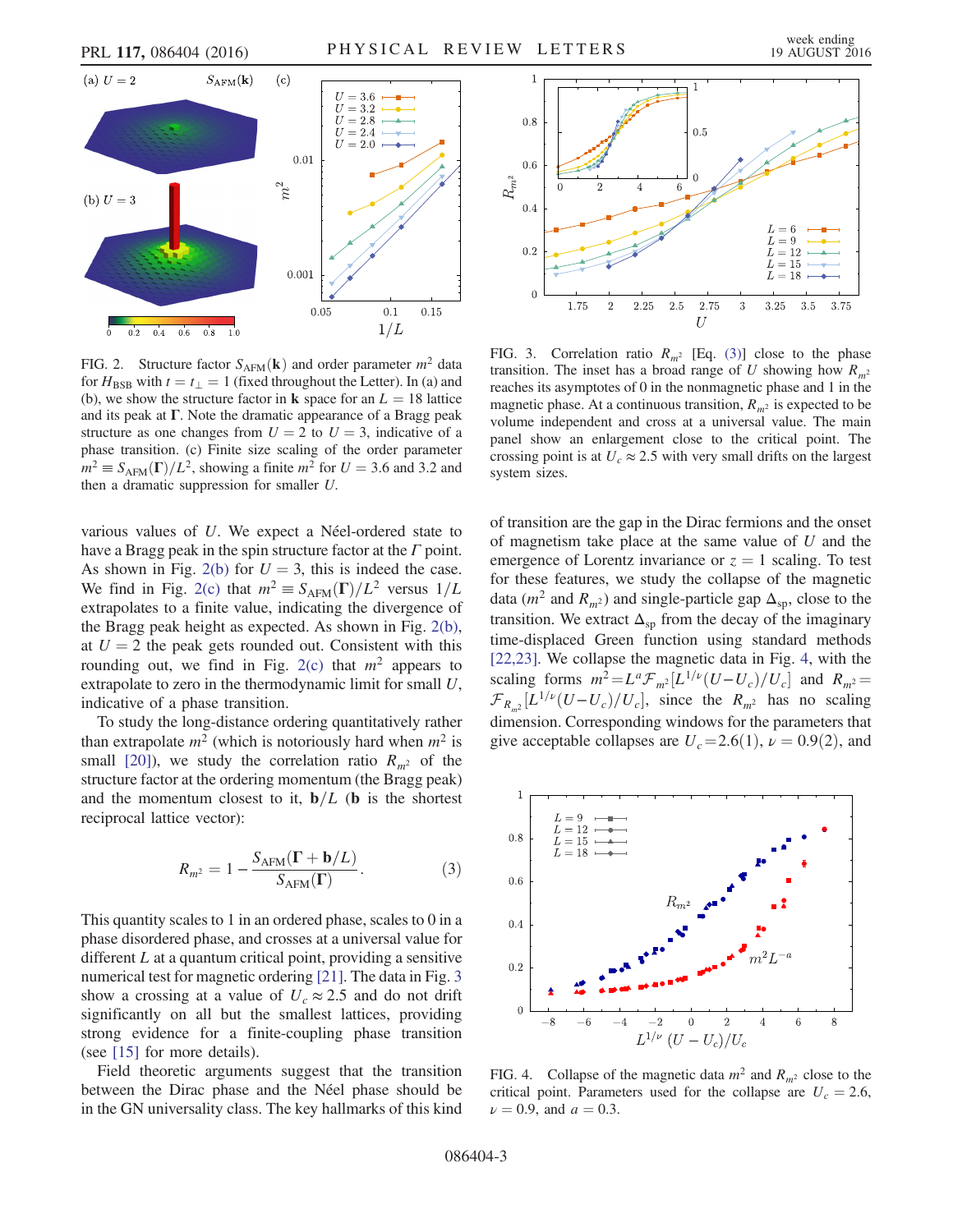FIG. 2. Structure factor $S_{\mathrm{AFM}}(\mathbf{k})$ and order parameter $m^2$ data for $H_{\mathrm{BSB}}$ with $t = t_\perp = 1$ (fixed throughout the Letter). In (a) and (b), we show the structure factor in $\mathbf{k}$ space for an $L = 18$ lattice and its peak at $\mathbf{\Gamma}$. Note the dramatic appearance of a Bragg peak structure as one changes from $U = 2$ to $U = 3$, indicative of a phase transition. (c) Finite size scaling of the order parameter $m^2 \equiv S_{\mathrm{AFM}}(\mathbf{\Gamma})/L^2$, showing a finite $m^2$ for $U = 3.6$ and $3.2$ and then a dramatic suppression for smaller $U$.

various values of $U$. We expect a Néel-ordered state to have a Bragg peak in the spin structure factor at the $\Gamma$ point. As shown in Fig. 2(b) for $U = 3$, this is indeed the case. We find in Fig. 2(c) that $m^2 \equiv S_{\mathrm{AFM}}(\mathbf{\Gamma})/L^2$ versus $1/L$ extrapolates to a finite value, indicating the divergence of the Bragg peak height as expected. As shown in Fig. 2(b), at $U = 2$ the peak gets rounded out. Consistent with this rounding out, we find in Fig. 2(c) that $m^2$ appears to extrapolate to zero in the thermodynamic limit for small $U$, indicative of a phase transition.

To study the long-distance ordering quantitatively rather than extrapolate $m^2$ (which is notoriously hard when $m^2$ is small [20]), we study the correlation ratio $R_{m^2}$ of the structure factor at the ordering momentum (the Bragg peak) and the momentum closest to it, $\mathbf{b}/L$ ($\mathbf{b}$ is the shortest reciprocal lattice vector):

$$R_{m^2} = 1 - \frac{S_{\mathrm{AFM}}(\mathbf{\Gamma} + \mathbf{b}/L)}{S_{\mathrm{AFM}}(\mathbf{\Gamma})}. \tag{3}$$

This quantity scales to 1 in an ordered phase, scales to 0 in a phase disordered phase, and crosses at a universal value for different $L$ at a quantum critical point, providing a sensitive numerical test for magnetic ordering [21]. The data in Fig. 3 show a crossing at a value of $U_c \approx 2.5$ and do not drift significantly on all but the smallest lattices, providing strong evidence for a finite-coupling phase transition (see [15] for more details).

Field theoretic arguments suggest that the transition between the Dirac phase and the Néel phase should be in the GN universality class. The key hallmarks of this kind of transition are the gap in the Dirac fermions and the onset of magnetism take place at the same value of $U$ and the emergence of Lorentz invariance or $z = 1$ scaling. To test for these features, we study the collapse of the magnetic data ($m^2$ and $R_{m^2}$) and single-particle gap $\Delta_{\mathrm{sp}}$, close to the transition. We extract $\Delta_{\mathrm{sp}}$ from the decay of the imaginary time-displaced Green function using standard methods [22,23]. We collapse the magnetic data in Fig. 4, with the scaling forms $m^2 = L^a \mathcal{F}_{m^2}[L^{1/\nu}(U - U_c)/U_c]$ and $R_{m^2} = \mathcal{F}_{R_{m^2}}[L^{1/\nu}(U - U_c)/U_c]$, since the $R_{m^2}$ has no scaling dimension. Corresponding windows for the parameters that give acceptable collapses are $U_c = 2.6(1)$, $\nu = 0.9(2)$, and

FIG. 3. Correlation ratio $R_{m^2}$ [Eq. (3)] close to the phase transition. The inset has a broad range of $U$ showing how $R_{m^2}$ reaches its asymptotes of 0 in the nonmagnetic phase and 1 in the magnetic phase. At a continuous transition, $R_{m^2}$ is expected to be volume independent and cross at a universal value. The main panel show an enlargement close to the critical point. The crossing point is at $U_c \approx 2.5$ with very small drifts on the largest system sizes.

FIG. 4. Collapse of the magnetic data $m^2$ and $R_{m^2}$ close to the critical point. Parameters used for the collapse are $U_c = 2.6$, $\nu = 0.9$, and $a = 0.3$.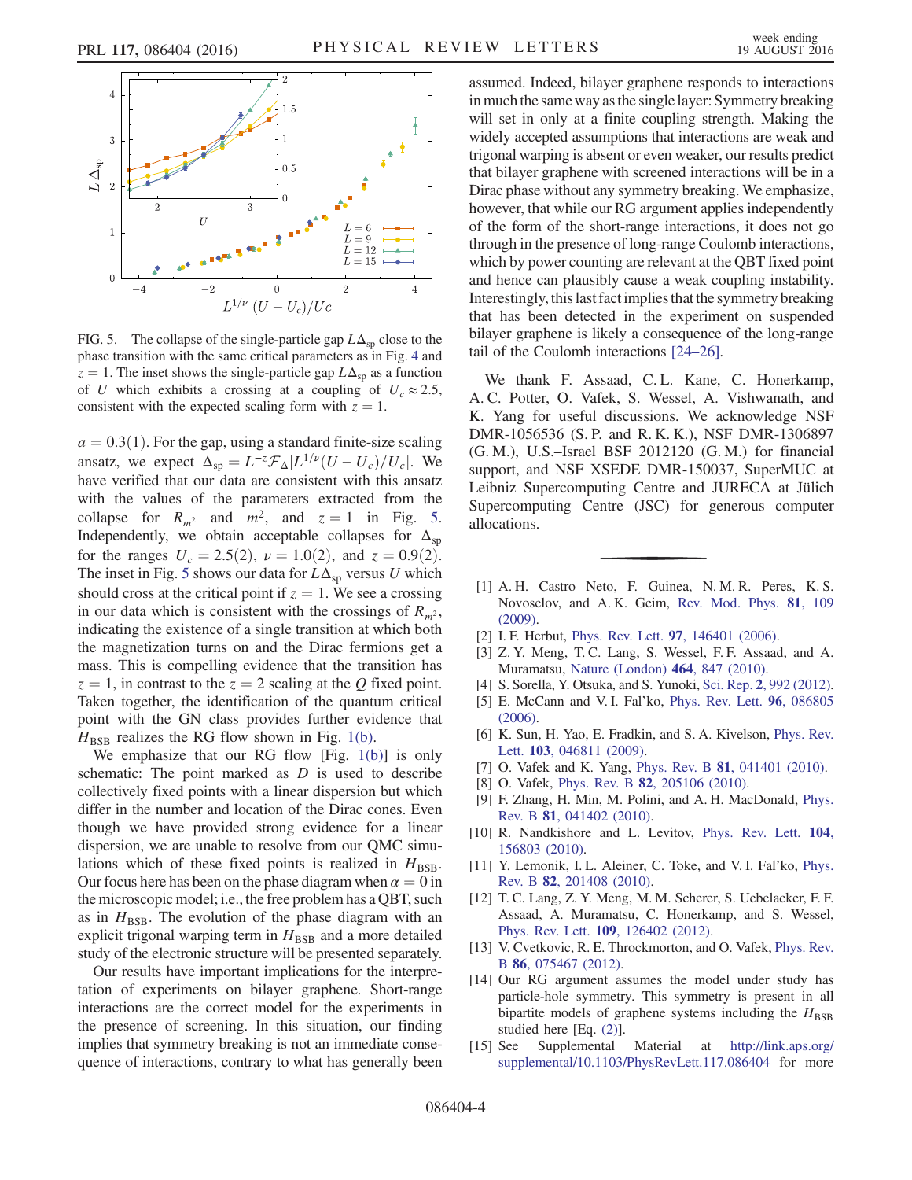FIG. 5. The collapse of the single-particle gap $L\Delta_{\rm sp}$ close to the phase transition with the same critical parameters as in Fig. 4 and $z = 1$. The inset shows the single-particle gap $L\Delta_{\rm sp}$ as a function of $U$ which exhibits a crossing at a coupling of $U_c \approx 2.5$, consistent with the expected scaling form with $z = 1$.

$a = 0.3(1)$. For the gap, using a standard finite-size scaling ansatz, we expect $\Delta_{\rm sp} = L^{-z}\mathcal{F}_{\Delta}[L^{1/\nu}(U - U_c)/U_c]$. We have verified that our data are consistent with this ansatz with the values of the parameters extracted from the collapse for $R_{m^2}$ and $m^2$, and $z = 1$ in Fig. 5. Independently, we obtain acceptable collapses for $\Delta_{\rm sp}$ for the ranges $U_c = 2.5(2)$, $\nu = 1.0(2)$, and $z = 0.9(2)$. The inset in Fig. 5 shows our data for $L\Delta_{\rm sp}$ versus $U$ which should cross at the critical point if $z = 1$. We see a crossing in our data which is consistent with the crossings of $R_{m^2}$, indicating the existence of a single transition at which both the magnetization turns on and the Dirac fermions get a mass. This is compelling evidence that the transition has $z = 1$, in contrast to the $z = 2$ scaling at the $Q$ fixed point. Taken together, the identification of the quantum critical point with the GN class provides further evidence that $H_{\rm BSB}$ realizes the RG flow shown in Fig. 1(b).

We emphasize that our RG flow [Fig. 1(b)] is only schematic: The point marked as $D$ is used to describe collectively fixed points with a linear dispersion but which differ in the number and location of the Dirac cones. Even though we have provided strong evidence for a linear dispersion, we are unable to resolve from our QMC simulations which of these fixed points is realized in $H_{\rm BSB}$. Our focus here has been on the phase diagram when $\alpha = 0$ in the microscopic model; i.e., the free problem has a QBT, such as in $H_{\rm BSB}$. The evolution of the phase diagram with an explicit trigonal warping term in $H_{\rm BSB}$ and a more detailed study of the electronic structure will be presented separately.

Our results have important implications for the interpretation of experiments on bilayer graphene. Short-range interactions are the correct model for the experiments in the presence of screening. In this situation, our finding implies that symmetry breaking is not an immediate consequence of interactions, contrary to what has generally been assumed. Indeed, bilayer graphene responds to interactions in much the same way as the single layer: Symmetry breaking will set in only at a finite coupling strength. Making the widely accepted assumptions that interactions are weak and trigonal warping is absent or even weaker, our results predict that bilayer graphene with screened interactions will be in a Dirac phase without any symmetry breaking. We emphasize, however, that while our RG argument applies independently of the form of the short-range interactions, it does not go through in the presence of long-range Coulomb interactions, which by power counting are relevant at the QBT fixed point and hence can plausibly cause a weak coupling instability. Interestingly, this last fact implies that the symmetry breaking that has been detected in the experiment on suspended bilayer graphene is likely a consequence of the long-range tail of the Coulomb interactions [24–26].

We thank F. Assaad, C. L. Kane, C. Honerkamp, A. C. Potter, O. Vafek, S. Wessel, A. Vishwanath, and K. Yang for useful discussions. We acknowledge NSF DMR-1056536 (S. P. and R. K. K.), NSF DMR-1306897 (G. M.), U.S.–Israel BSF 2012120 (G. M.) for financial support, and NSF XSEDE DMR-150037, SuperMUC at Leibniz Supercomputing Centre and JURECA at Jülich Supercomputing Centre (JSC) for generous computer allocations.

---

[1] A. H. Castro Neto, F. Guinea, N. M. R. Peres, K. S. Novoselov, and A. K. Geim, Rev. Mod. Phys. **81**, 109 (2009).

[2] I. F. Herbut, Phys. Rev. Lett. **97**, 146401 (2006).

[3] Z. Y. Meng, T. C. Lang, S. Wessel, F. F. Assaad, and A. Muramatsu, Nature (London) **464**, 847 (2010).

[4] S. Sorella, Y. Otsuka, and S. Yunoki, Sci. Rep. **2**, 992 (2012).

[5] E. McCann and V. I. Fal'ko, Phys. Rev. Lett. **96**, 086805 (2006).

[6] K. Sun, H. Yao, E. Fradkin, and S. A. Kivelson, Phys. Rev. Lett. **103**, 046811 (2009).

[7] O. Vafek and K. Yang, Phys. Rev. B **81**, 041401 (2010).

[8] O. Vafek, Phys. Rev. B **82**, 205106 (2010).

[9] F. Zhang, H. Min, M. Polini, and A. H. MacDonald, Phys. Rev. B **81**, 041402 (2010).

[10] R. Nandkishore and L. Levitov, Phys. Rev. Lett. **104**, 156803 (2010).

[11] Y. Lemonik, I. L. Aleiner, C. Toke, and V. I. Fal'ko, Phys. Rev. B **82**, 201408 (2010).

[12] T. C. Lang, Z. Y. Meng, M. M. Scherer, S. Uebelacker, F. F. Assaad, A. Muramatsu, C. Honerkamp, and S. Wessel, Phys. Rev. Lett. **109**, 126402 (2012).

[13] V. Cvetkovic, R. E. Throckmorton, and O. Vafek, Phys. Rev. B **86**, 075467 (2012).

[14] Our RG argument assumes the model under study has particle-hole symmetry. This symmetry is present in all bipartite models of graphene systems including the $H_{\rm BSB}$ studied here [Eq. (2)].

[15] See Supplemental Material at http://link.aps.org/supplemental/10.1103/PhysRevLett.117.086404 for more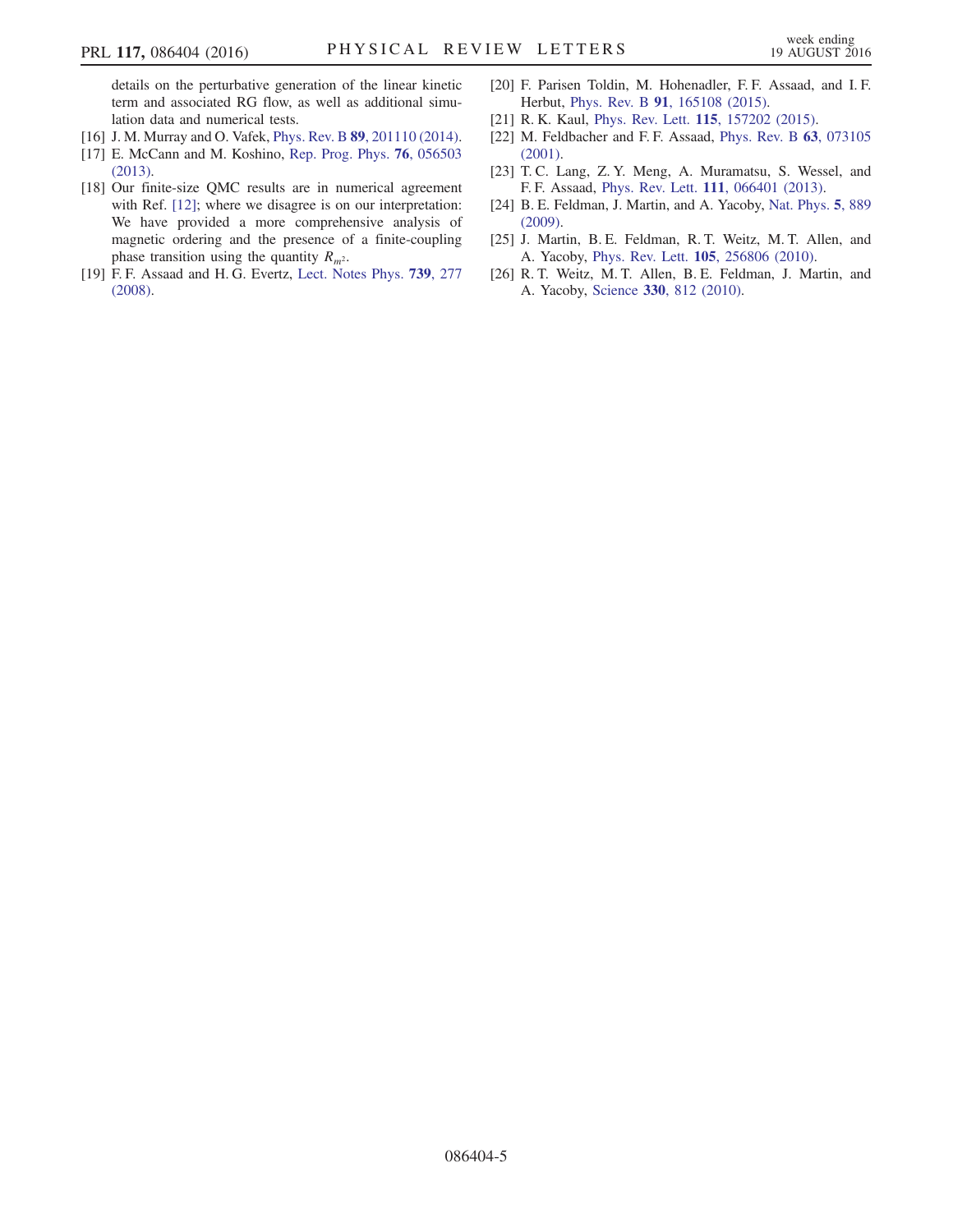details on the perturbative generation of the linear kinetic term and associated RG flow, as well as additional simulation data and numerical tests.

[16] J. M. Murray and O. Vafek, Phys. Rev. B **89**, 201110 (2014).

[17] E. McCann and M. Koshino, Rep. Prog. Phys. **76**, 056503 (2013).

[18] Our finite-size QMC results are in numerical agreement with Ref. [12]; where we disagree is on our interpretation: We have provided a more comprehensive analysis of magnetic ordering and the presence of a finite-coupling phase transition using the quantity $R_{m^2}$.

[19] F. F. Assaad and H. G. Evertz, Lect. Notes Phys. **739**, 277 (2008).

[20] F. Parisen Toldin, M. Hohenadler, F. F. Assaad, and I. F. Herbut, Phys. Rev. B **91**, 165108 (2015).

[21] R. K. Kaul, Phys. Rev. Lett. **115**, 157202 (2015).

[22] M. Feldbacher and F. F. Assaad, Phys. Rev. B **63**, 073105 (2001).

[23] T. C. Lang, Z. Y. Meng, A. Muramatsu, S. Wessel, and F. F. Assaad, Phys. Rev. Lett. **111**, 066401 (2013).

[24] B. E. Feldman, J. Martin, and A. Yacoby, Nat. Phys. **5**, 889 (2009).

[25] J. Martin, B. E. Feldman, R. T. Weitz, M. T. Allen, and A. Yacoby, Phys. Rev. Lett. **105**, 256806 (2010).

[26] R. T. Weitz, M. T. Allen, B. E. Feldman, J. Martin, and A. Yacoby, Science **330**, 812 (2010).